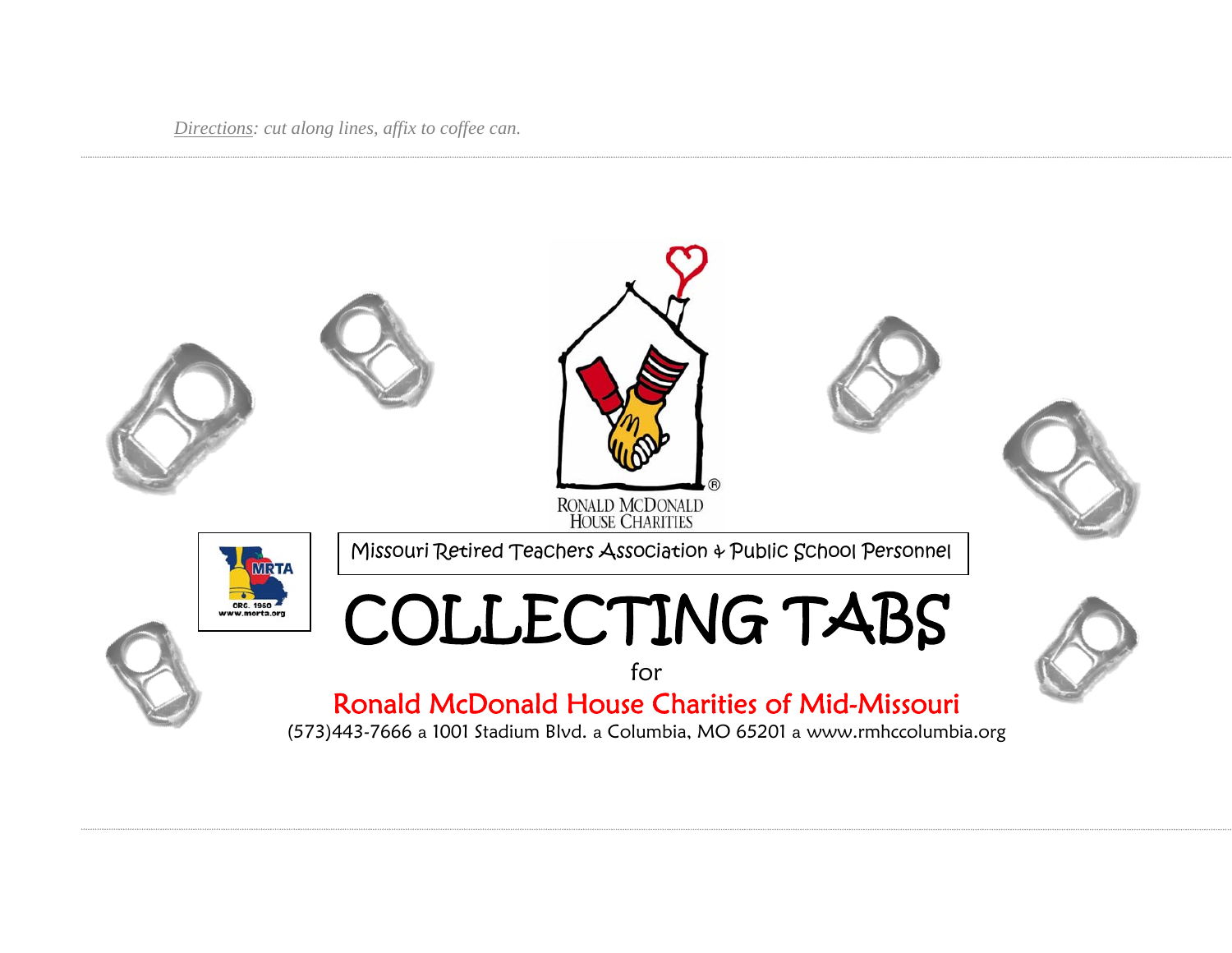*Directions: cut along lines, affix to coffee can.*

RONALD MCDONALD HOUSE CHARITIES

Missouri Retired Teachers Association & Public School Personnel

MRTA ORG. 1950 www.morta.org

# COLLECTING TABS

for

## Ronald McDonald House Charities of Mid-Missouri

(573)443-7666 a 1001 Stadium Blvd. a Columbia, MO 65201 a www.rmhccolumbia.org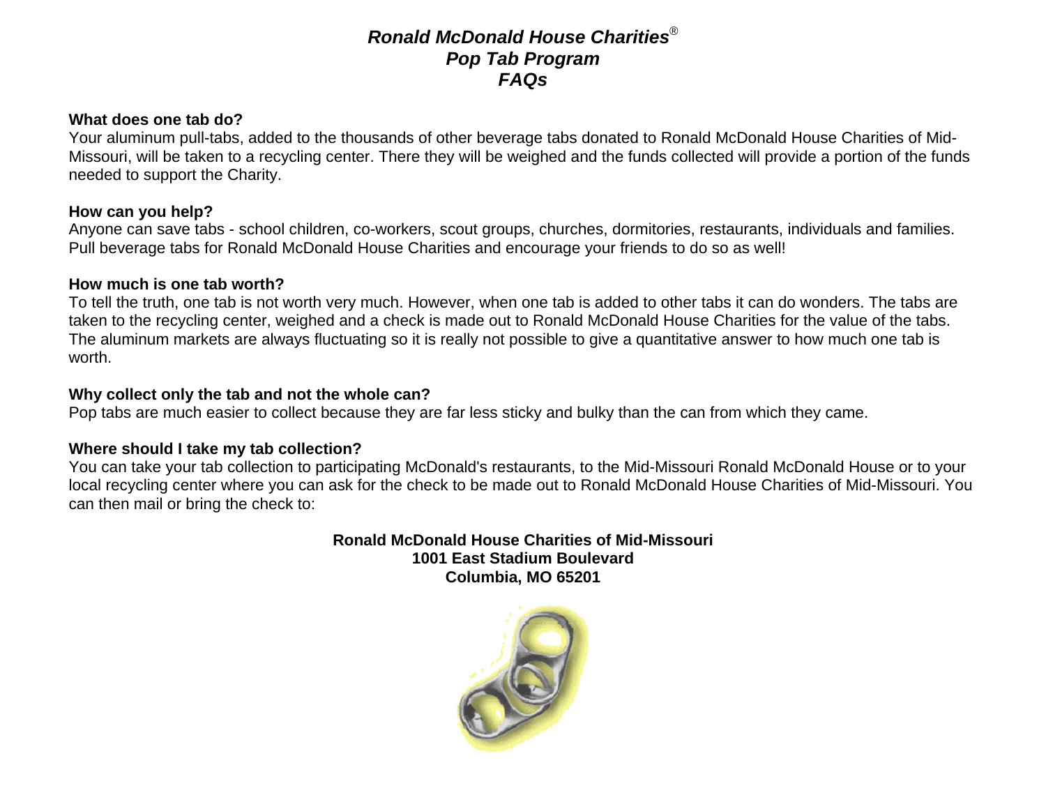# *Ronald McDonald House Charities® Pop Tab Program FAQs*

**What does one tab do?**
Your aluminum pull-tabs, added to the thousands of other beverage tabs donated to Ronald McDonald House Charities of Mid-Missouri, will be taken to a recycling center. There they will be weighed and the funds collected will provide a portion of the funds needed to support the Charity.

**How can you help?**
Anyone can save tabs - school children, co-workers, scout groups, churches, dormitories, restaurants, individuals and families. Pull beverage tabs for Ronald McDonald House Charities and encourage your friends to do so as well!

**How much is one tab worth?**
To tell the truth, one tab is not worth very much. However, when one tab is added to other tabs it can do wonders. The tabs are taken to the recycling center, weighed and a check is made out to Ronald McDonald House Charities for the value of the tabs. The aluminum markets are always fluctuating so it is really not possible to give a quantitative answer to how much one tab is worth.

**Why collect only the tab and not the whole can?**
Pop tabs are much easier to collect because they are far less sticky and bulky than the can from which they came.

**Where should I take my tab collection?**
You can take your tab collection to participating McDonald's restaurants, to the Mid-Missouri Ronald McDonald House or to your local recycling center where you can ask for the check to be made out to Ronald McDonald House Charities of Mid-Missouri. You can then mail or bring the check to:

**Ronald McDonald House Charities of Mid-Missouri**
**1001 East Stadium Boulevard**
**Columbia, MO 65201**